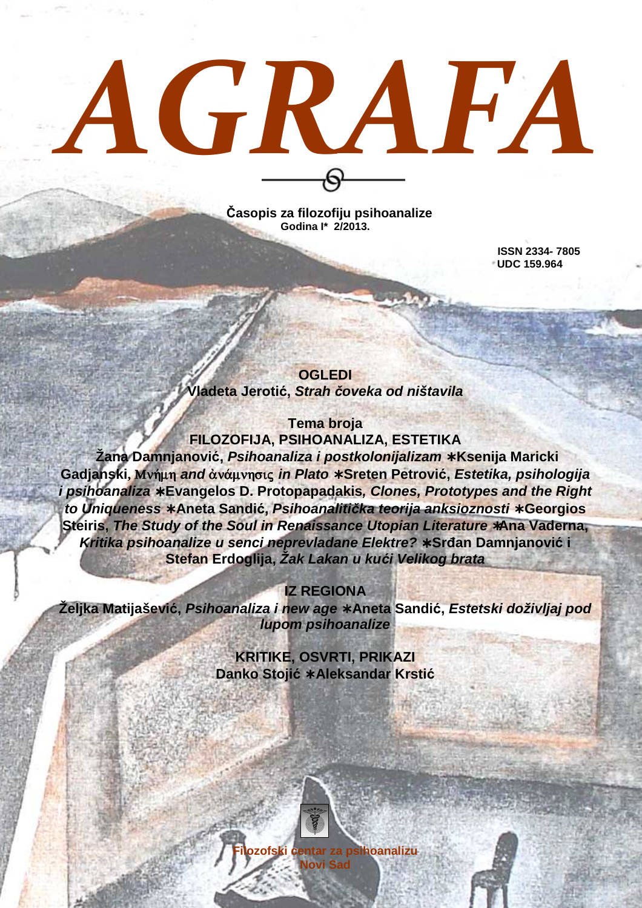# AGRAFA

**Časopis za filozofiju psihoanalize**
**Godina I* 2/2013.**

**ISSN 2334- 7805**
**UDC 159.964**

**OGLEDI**
**Vladeta Jerotić,** ***Strah čoveka od ništavila***

**Tema broja**
**FILOZOFIJA, PSIHOANALIZA, ESTETIKA**

**Žana Damnjanović,** ***Psihoanaliza i postkolonijalizam*** ∗**Ksenija Maricki Gadjanski,** **Μνήμη *and* ἀνάμνησις *in Plato*** ∗**Sreten Petrović,** ***Estetika, psihologija i psihoanaliza*** ∗**Evangelos D. Protopapadakis,** ***Clones, Prototypes and the Right to Uniqueness*** ∗**Aneta Sandić,** ***Psihoanalitička teorija anksioznosti*** ∗**Georgios Steiris,** ***The Study of the Soul in Renaissance Utopian Literature*** ∗**Ana Vaderna,** ***Kritika psihoanalize u senci neprevladane Elektre?*** ∗**Srđan Damnjanović i Stefan Erdoglija,** ***Žak Lakan u kući Velikog brata***

**IZ REGIONA**
**Željka Matijašević,** ***Psihoanaliza i new age*** ∗**Aneta Sandić,** ***Estetski doživljaj pod lupom psihoanalize***

**KRITIKE, OSVRTI, PRIKAZI**
**Danko Stojić** ∗**Aleksandar Krstić**

**Filozofski centar za psihoanalizu**
**Novi Sad**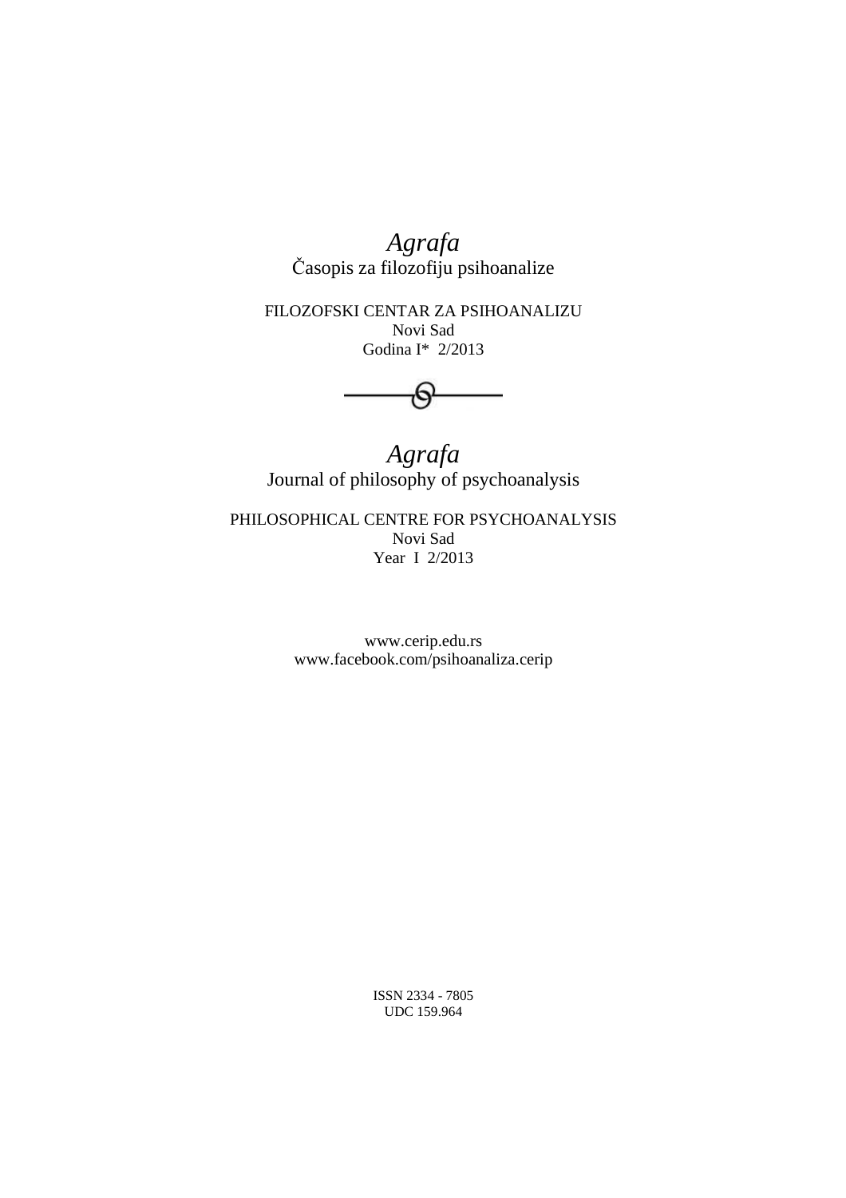*Agrafa*

Časopis za filozofiju psihoanalize

FILOZOFSKI CENTAR ZA PSIHOANALIZU

Novi Sad

Godina I* 2/2013

*Agrafa*

Journal of philosophy of psychoanalysis

PHILOSOPHICAL CENTRE FOR PSYCHOANALYSIS

Novi Sad

Year I 2/2013

www.cerip.edu.rs

www.facebook.com/psihoanaliza.cerip

ISSN 2334 - 7805

UDC 159.964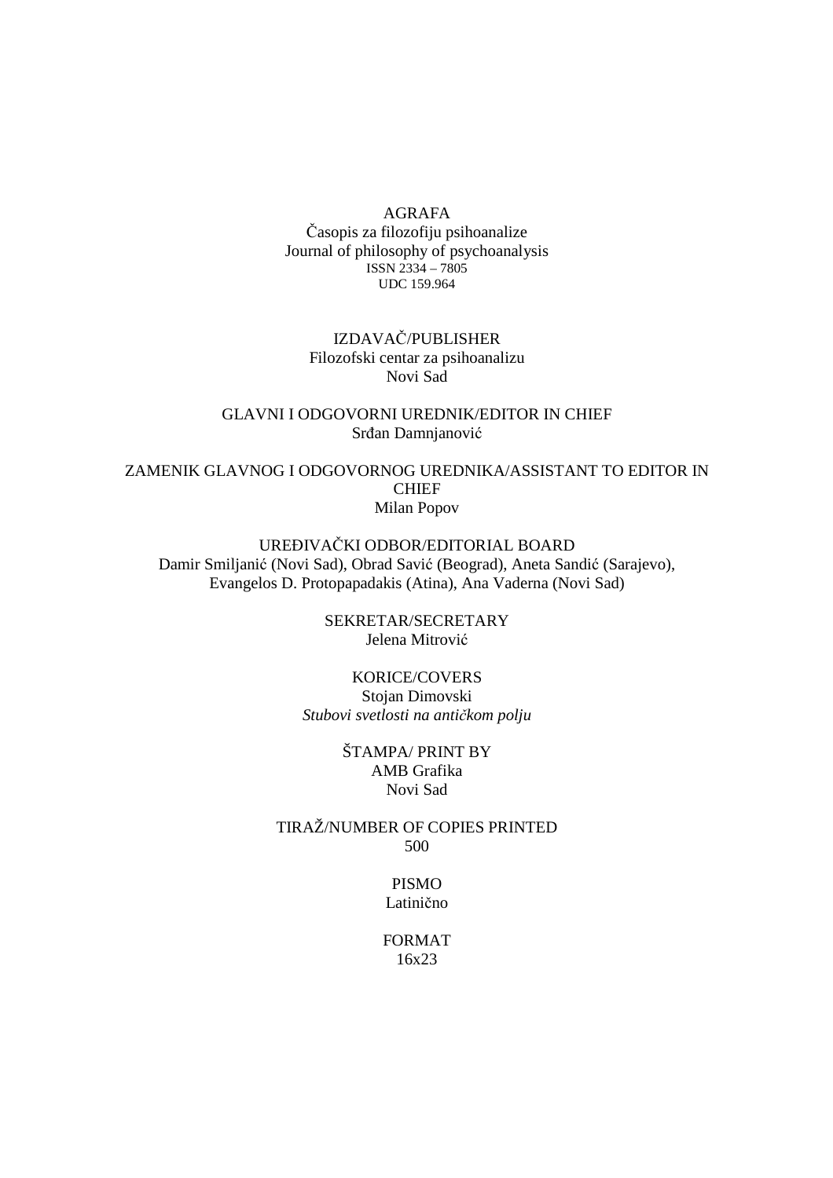AGRAFA
Časopis za filozofiju psihoanalize
Journal of philosophy of psychoanalysis
ISSN 2334 – 7805
UDC 159.964

IZDAVAČ/PUBLISHER
Filozofski centar za psihoanalizu
Novi Sad

GLAVNI I ODGOVORNI UREDNIK/EDITOR IN CHIEF
Srđan Damnjanović

ZAMENIK GLAVNOG I ODGOVORNOG UREDNIKA/ASSISTANT TO EDITOR IN CHIEF
Milan Popov

UREĐIVAČKI ODBOR/EDITORIAL BOARD
Damir Smiljanić (Novi Sad), Obrad Savić (Beograd), Aneta Sandić (Sarajevo), Evangelos D. Protopapadakis (Atina), Ana Vaderna (Novi Sad)

SEKRETAR/SECRETARY
Jelena Mitrović

KORICE/COVERS
Stojan Dimovski
*Stubovi svetlosti na antičkom polju*

ŠTAMPA/ PRINT BY
AMB Grafika
Novi Sad

TIRAŽ/NUMBER OF COPIES PRINTED
500

PISMO
Latinično

FORMAT
16x23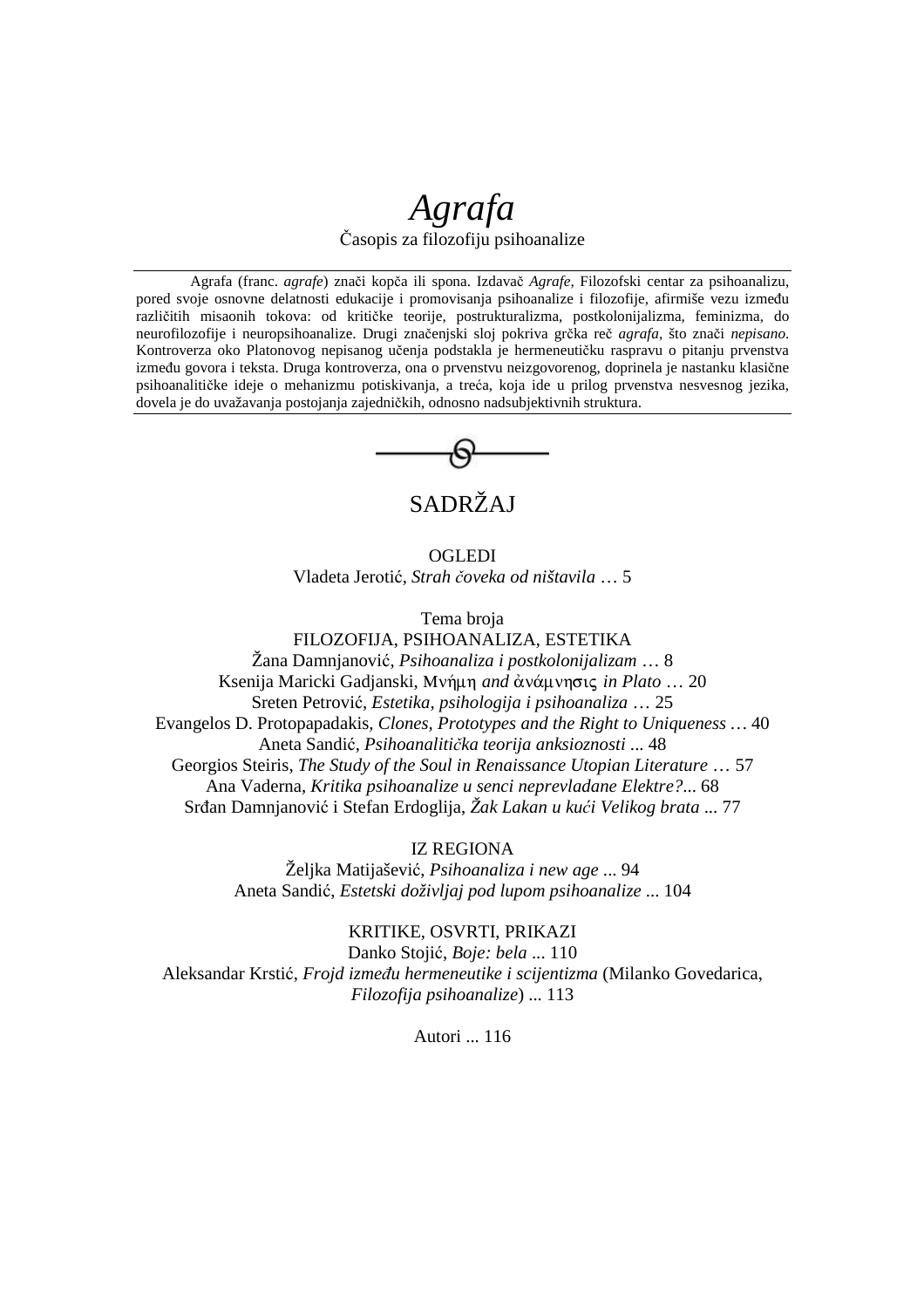# *Agrafa*

Časopis za filozofiju psihoanalize

---

Agrafa (franc. *agrafe*) znači kopča ili spona. Izdavač *Agrafe,* Filozofski centar za psihoanalizu, pored svoje osnovne delatnosti edukacije i promovisanja psihoanalize i filozofije, afirmiše vezu između različitih misaonih tokova: od kritičke teorije, postrukturalizma, postkolonijalizma, feminizma, do neurofilozofije i neuropsihoanalize. Drugi značenjski sloj pokriva grčka reč *agrafa*, što znači *nepisano.* Kontroverza oko Platonovog nepisanog učenja podstakla je hermeneutičku raspravu o pitanju prvenstva između govora i teksta. Druga kontroverza, ona o prvenstvu neizgovorenog, doprinela je nastanku klasične psihoanalitičke ideje o mehanizmu potiskivanja, a treća, koja ide u prilog prvenstva nesvesnog jezika, dovela je do uvažavanja postojanja zajedničkih, odnosno nadsubjektivnih struktura.

---

## SADRŽAJ

OGLEDI

Vladeta Jerotić, *Strah čoveka od ništavila* … 5

Tema broja

FILOZOFIJA, PSIHOANALIZA, ESTETIKA

Žana Damnjanović, *Psihoanaliza i postkolonijalizam* … 8

Ksenija Maricki Gadjanski, Μνήμη *and* ἀνάμνησις *in Plato* … 20

Sreten Petrović, *Estetika, psihologija i psihoanaliza* … 25

Evangelos D. Protopapadakis, *Clones, Prototypes and the Right to Uniqueness* … 40

Aneta Sandić, *Psihoanalitička teorija anksioznosti* ... 48

Georgios Steiris, *The Study of the Soul in Renaissance Utopian Literature* … 57

Ana Vaderna, *Kritika psihoanalize u senci neprevladane Elektre?*... 68

Srđan Damnjanović i Stefan Erdoglija, *Žak Lakan u kući Velikog brata* ... 77

IZ REGIONA

Željka Matijašević, *Psihoanaliza i new age* ... 94

Aneta Sandić, *Estetski doživljaj pod lupom psihoanalize* ... 104

KRITIKE, OSVRTI, PRIKAZI

Danko Stojić, *Boje: bela* ... 110

Aleksandar Krstić, *Frojd između hermeneutike i scijentizma* (Milanko Govedarica, *Filozofija psihoanalize*) ... 113

Autori ... 116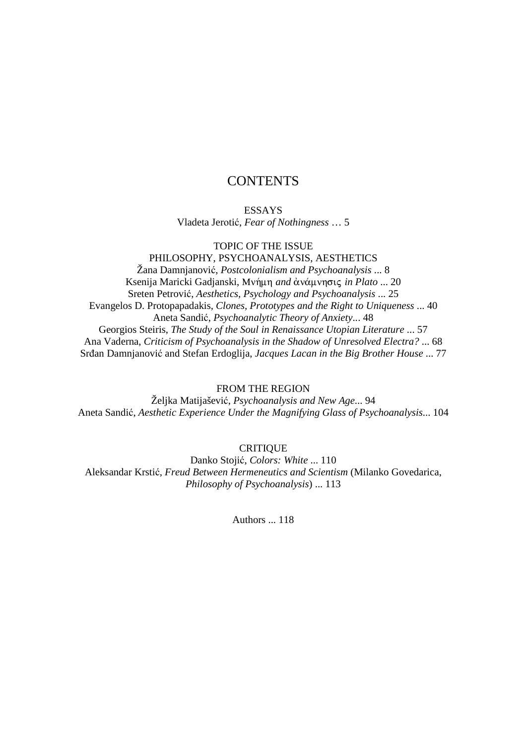# CONTENTS

ESSAYS

Vladeta Jerotić, *Fear of Nothingness* … 5

TOPIC OF THE ISSUE

PHILOSOPHY, PSYCHOANALYSIS, AESTHETICS

Žana Damnjanović, *Postcolonialism and Psychoanalysis* ... 8

Ksenija Maricki Gadjanski, Μνήμη *and* ἀνάμνησις *in Plato* ... 20

Sreten Petrović, *Aesthetics, Psychology and Psychoanalysis* ... 25

Evangelos D. Protopapadakis, *Clones, Prototypes and the Right to Uniqueness* ... 40

Aneta Sandić, *Psychoanalytic Theory of Anxiety*... 48

Georgios Steiris, *The Study of the Soul in Renaissance Utopian Literature* ... 57

Ana Vaderna, *Criticism of Psychoanalysis in the Shadow of Unresolved Electra?* ... 68

Srđan Damnjanović and Stefan Erdoglija, *Jacques Lacan in the Big Brother House* ... 77

FROM THE REGION

Željka Matijašević, *Psychoanalysis and New Age*... 94

Aneta Sandić, *Aesthetic Experience Under the Magnifying Glass of Psychoanalysis*... 104

CRITIQUE

Danko Stojić, *Colors: White* ... 110

Aleksandar Krstić, *Freud Between Hermeneutics and Scientism* (Milanko Govedarica, *Philosophy of Psychoanalysis*) ... 113

Authors ... 118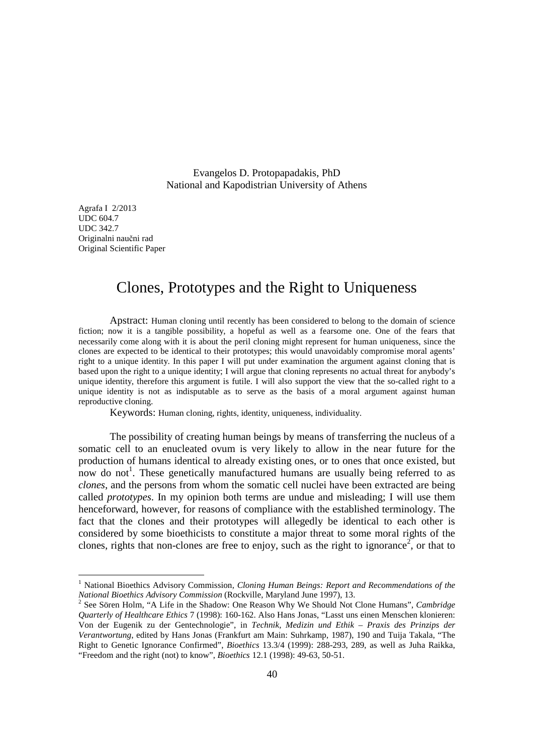Evangelos D. Protopapadakis, PhD
National and Kapodistrian University of Athens

Agrafa I 2/2013
UDC 604.7
UDC 342.7
Originalni naučni rad
Original Scientific Paper

# Clones, Prototypes and the Right to Uniqueness

Apstract: Human cloning until recently has been considered to belong to the domain of science fiction; now it is a tangible possibility, a hopeful as well as a fearsome one. One of the fears that necessarily come along with it is about the peril cloning might represent for human uniqueness, since the clones are expected to be identical to their prototypes; this would unavoidably compromise moral agents' right to a unique identity. In this paper I will put under examination the argument against cloning that is based upon the right to a unique identity; I will argue that cloning represents no actual threat for anybody's unique identity, therefore this argument is futile. I will also support the view that the so-called right to a unique identity is not as indisputable as to serve as the basis of a moral argument against human reproductive cloning.

Keywords: Human cloning, rights, identity, uniqueness, individuality.

The possibility of creating human beings by means of transferring the nucleus of a somatic cell to an enucleated ovum is very likely to allow in the near future for the production of humans identical to already existing ones, or to ones that once existed, but now do not[1]. These genetically manufactured humans are usually being referred to as *clones*, and the persons from whom the somatic cell nuclei have been extracted are being called *prototypes*. In my opinion both terms are undue and misleading; I will use them henceforward, however, for reasons of compliance with the established terminology. The fact that the clones and their prototypes will allegedly be identical to each other is considered by some bioethicists to constitute a major threat to some moral rights of the clones, rights that non-clones are free to enjoy, such as the right to ignorance[2], or that to

---

[1] National Bioethics Advisory Commission, *Cloning Human Beings: Report and Recommendations of the National Bioethics Advisory Commission* (Rockville, Maryland June 1997), 13.

[2] See Sören Holm, "A Life in the Shadow: One Reason Why We Should Not Clone Humans", *Cambridge Quarterly of Healthcare Ethics* 7 (1998): 160-162. Also Hans Jonas, "Lasst uns einen Menschen klonieren: Von der Eugenik zu der Gentechnologie", in *Technik, Medizin und Ethik – Praxis des Prinzips der Verantwortung*, edited by Hans Jonas (Frankfurt am Main: Suhrkamp, 1987), 190 and Tuija Takala, "The Right to Genetic Ignorance Confirmed", *Bioethics* 13.3/4 (1999): 288-293, 289, as well as Juha Raikka, "Freedom and the right (not) to know", *Bioethics* 12.1 (1998): 49-63, 50-51.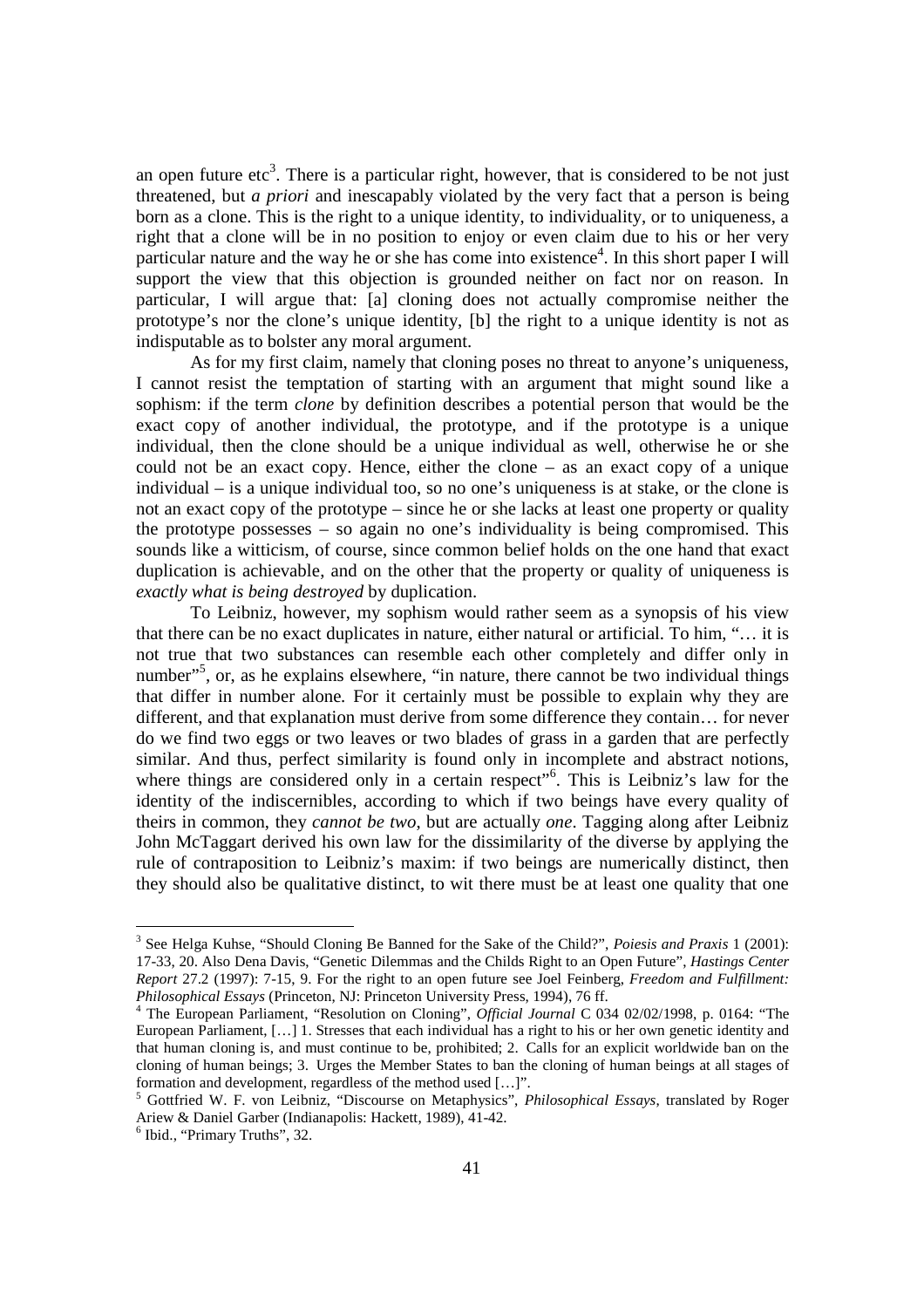an open future etc[3]. There is a particular right, however, that is considered to be not just threatened, but *a priori* and inescapably violated by the very fact that a person is being born as a clone. This is the right to a unique identity, to individuality, or to uniqueness, a right that a clone will be in no position to enjoy or even claim due to his or her very particular nature and the way he or she has come into existence[4]. In this short paper I will support the view that this objection is grounded neither on fact nor on reason. In particular, I will argue that: [a] cloning does not actually compromise neither the prototype's nor the clone's unique identity, [b] the right to a unique identity is not as indisputable as to bolster any moral argument.

As for my first claim, namely that cloning poses no threat to anyone's uniqueness, I cannot resist the temptation of starting with an argument that might sound like a sophism: if the term *clone* by definition describes a potential person that would be the exact copy of another individual, the prototype, and if the prototype is a unique individual, then the clone should be a unique individual as well, otherwise he or she could not be an exact copy. Hence, either the clone – as an exact copy of a unique individual – is a unique individual too, so no one's uniqueness is at stake, or the clone is not an exact copy of the prototype – since he or she lacks at least one property or quality the prototype possesses – so again no one's individuality is being compromised. This sounds like a witticism, of course, since common belief holds on the one hand that exact duplication is achievable, and on the other that the property or quality of uniqueness is *exactly what is being destroyed* by duplication.

To Leibniz, however, my sophism would rather seem as a synopsis of his view that there can be no exact duplicates in nature, either natural or artificial. To him, "… it is not true that two substances can resemble each other completely and differ only in number"[5], or, as he explains elsewhere, "in nature, there cannot be two individual things that differ in number alone. For it certainly must be possible to explain why they are different, and that explanation must derive from some difference they contain… for never do we find two eggs or two leaves or two blades of grass in a garden that are perfectly similar. And thus, perfect similarity is found only in incomplete and abstract notions, where things are considered only in a certain respect"[6]. This is Leibniz's law for the identity of the indiscernibles, according to which if two beings have every quality of theirs in common, they *cannot be two*, but are actually *one*. Tagging along after Leibniz John McTaggart derived his own law for the dissimilarity of the diverse by applying the rule of contraposition to Leibniz's maxim: if two beings are numerically distinct, then they should also be qualitative distinct, to wit there must be at least one quality that one

---

[3] See Helga Kuhse, "Should Cloning Be Banned for the Sake of the Child?", *Poiesis and Praxis* 1 (2001): 17-33, 20. Also Dena Davis, "Genetic Dilemmas and the Childs Right to an Open Future", *Hastings Center Report* 27.2 (1997): 7-15, 9. For the right to an open future see Joel Feinberg, *Freedom and Fulfillment: Philosophical Essays* (Princeton, NJ: Princeton University Press, 1994), 76 ff.

[4] The European Parliament, "Resolution on Cloning", *Official Journal* C 034 02/02/1998, p. 0164: "The European Parliament, […] 1. Stresses that each individual has a right to his or her own genetic identity and that human cloning is, and must continue to be, prohibited; 2. Calls for an explicit worldwide ban on the cloning of human beings; 3. Urges the Member States to ban the cloning of human beings at all stages of formation and development, regardless of the method used […]".

[5] Gottfried W. F. von Leibniz, "Discourse on Metaphysics", *Philosophical Essays*, translated by Roger Ariew & Daniel Garber (Indianapolis: Hackett, 1989), 41-42.

[6] Ibid., "Primary Truths", 32.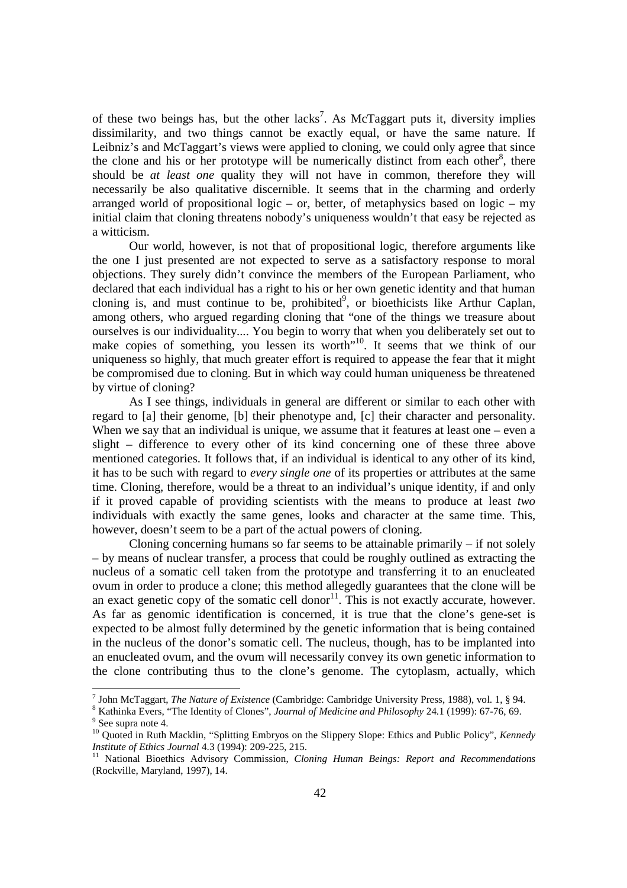of these two beings has, but the other lacks[7]. As McTaggart puts it, diversity implies dissimilarity, and two things cannot be exactly equal, or have the same nature. If Leibniz's and McTaggart's views were applied to cloning, we could only agree that since the clone and his or her prototype will be numerically distinct from each other[8], there should be *at least one* quality they will not have in common, therefore they will necessarily be also qualitative discernible. It seems that in the charming and orderly arranged world of propositional logic – or, better, of metaphysics based on logic – my initial claim that cloning threatens nobody's uniqueness wouldn't that easy be rejected as a witticism.

Our world, however, is not that of propositional logic, therefore arguments like the one I just presented are not expected to serve as a satisfactory response to moral objections. They surely didn't convince the members of the European Parliament, who declared that each individual has a right to his or her own genetic identity and that human cloning is, and must continue to be, prohibited[9], or bioethicists like Arthur Caplan, among others, who argued regarding cloning that "one of the things we treasure about ourselves is our individuality.... You begin to worry that when you deliberately set out to make copies of something, you lessen its worth"[10]. It seems that we think of our uniqueness so highly, that much greater effort is required to appease the fear that it might be compromised due to cloning. But in which way could human uniqueness be threatened by virtue of cloning?

As I see things, individuals in general are different or similar to each other with regard to [a] their genome, [b] their phenotype and, [c] their character and personality. When we say that an individual is unique, we assume that it features at least one – even a slight – difference to every other of its kind concerning one of these three above mentioned categories. It follows that, if an individual is identical to any other of its kind, it has to be such with regard to *every single one* of its properties or attributes at the same time. Cloning, therefore, would be a threat to an individual's unique identity, if and only if it proved capable of providing scientists with the means to produce at least *two* individuals with exactly the same genes, looks and character at the same time. This, however, doesn't seem to be a part of the actual powers of cloning.

Cloning concerning humans so far seems to be attainable primarily – if not solely – by means of nuclear transfer, a process that could be roughly outlined as extracting the nucleus of a somatic cell taken from the prototype and transferring it to an enucleated ovum in order to produce a clone; this method allegedly guarantees that the clone will be an exact genetic copy of the somatic cell donor[11]. This is not exactly accurate, however. As far as genomic identification is concerned, it is true that the clone's gene-set is expected to be almost fully determined by the genetic information that is being contained in the nucleus of the donor's somatic cell. The nucleus, though, has to be implanted into an enucleated ovum, and the ovum will necessarily convey its own genetic information to the clone contributing thus to the clone's genome. The cytoplasm, actually, which

---

[7] John McTaggart, *The Nature of Existence* (Cambridge: Cambridge University Press, 1988), vol. 1, § 94.

[8] Kathinka Evers, "The Identity of Clones", *Journal of Medicine and Philosophy* 24.1 (1999): 67-76, 69.

[9] See supra note 4.

[10] Quoted in Ruth Macklin, "Splitting Embryos on the Slippery Slope: Ethics and Public Policy", *Kennedy Institute of Ethics Journal* 4.3 (1994): 209-225, 215.

[11] National Bioethics Advisory Commission, *Cloning Human Beings: Report and Recommendations* (Rockville, Maryland, 1997), 14.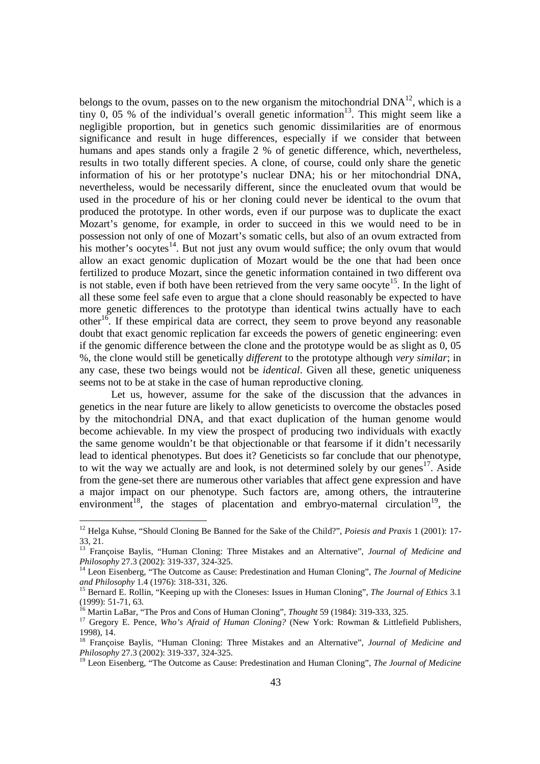belongs to the ovum, passes on to the new organism the mitochondrial DNA[12], which is a tiny 0, 05 % of the individual's overall genetic information[13]. This might seem like a negligible proportion, but in genetics such genomic dissimilarities are of enormous significance and result in huge differences, especially if we consider that between humans and apes stands only a fragile 2 % of genetic difference, which, nevertheless, results in two totally different species. A clone, of course, could only share the genetic information of his or her prototype's nuclear DNA; his or her mitochondrial DNA, nevertheless, would be necessarily different, since the enucleated ovum that would be used in the procedure of his or her cloning could never be identical to the ovum that produced the prototype. In other words, even if our purpose was to duplicate the exact Mozart's genome, for example, in order to succeed in this we would need to be in possession not only of one of Mozart's somatic cells, but also of an ovum extracted from his mother's oocytes[14]. But not just any ovum would suffice; the only ovum that would allow an exact genomic duplication of Mozart would be the one that had been once fertilized to produce Mozart, since the genetic information contained in two different ova is not stable, even if both have been retrieved from the very same oocyte[15]. In the light of all these some feel safe even to argue that a clone should reasonably be expected to have more genetic differences to the prototype than identical twins actually have to each other[16]. If these empirical data are correct, they seem to prove beyond any reasonable doubt that exact genomic replication far exceeds the powers of genetic engineering: even if the genomic difference between the clone and the prototype would be as slight as 0, 05 %, the clone would still be genetically *different* to the prototype although *very similar*; in any case, these two beings would not be *identical*. Given all these, genetic uniqueness seems not to be at stake in the case of human reproductive cloning.

Let us, however, assume for the sake of the discussion that the advances in genetics in the near future are likely to allow geneticists to overcome the obstacles posed by the mitochondrial DNA, and that exact duplication of the human genome would become achievable. In my view the prospect of producing two individuals with exactly the same genome wouldn't be that objectionable or that fearsome if it didn't necessarily lead to identical phenotypes. But does it? Geneticists so far conclude that our phenotype, to wit the way we actually are and look, is not determined solely by our genes[17]. Aside from the gene-set there are numerous other variables that affect gene expression and have a major impact on our phenotype. Such factors are, among others, the intrauterine environment[18], the stages of placentation and embryo-maternal circulation[19], the

---

[12] Helga Kuhse, "Should Cloning Be Banned for the Sake of the Child?", *Poiesis and Praxis* 1 (2001): 17-33, 21.

[13] Françoise Baylis, "Human Cloning: Three Mistakes and an Alternative", *Journal of Medicine and Philosophy* 27.3 (2002): 319-337, 324-325.

[14] Leon Eisenberg, "The Outcome as Cause: Predestination and Human Cloning", *The Journal of Medicine and Philosophy* 1.4 (1976): 318-331, 326.

[15] Bernard E. Rollin, "Keeping up with the Cloneses: Issues in Human Cloning", *The Journal of Ethics* 3.1 (1999): 51-71, 63.

[16] Martin LaBar, "The Pros and Cons of Human Cloning", *Thought* 59 (1984): 319-333, 325.

[17] Gregory E. Pence, *Who's Afraid of Human Cloning?* (New York: Rowman & Littlefield Publishers, 1998), 14.

[18] Françoise Baylis, "Human Cloning: Three Mistakes and an Alternative", *Journal of Medicine and Philosophy* 27.3 (2002): 319-337, 324-325.

[19] Leon Eisenberg, "The Outcome as Cause: Predestination and Human Cloning", *The Journal of Medicine*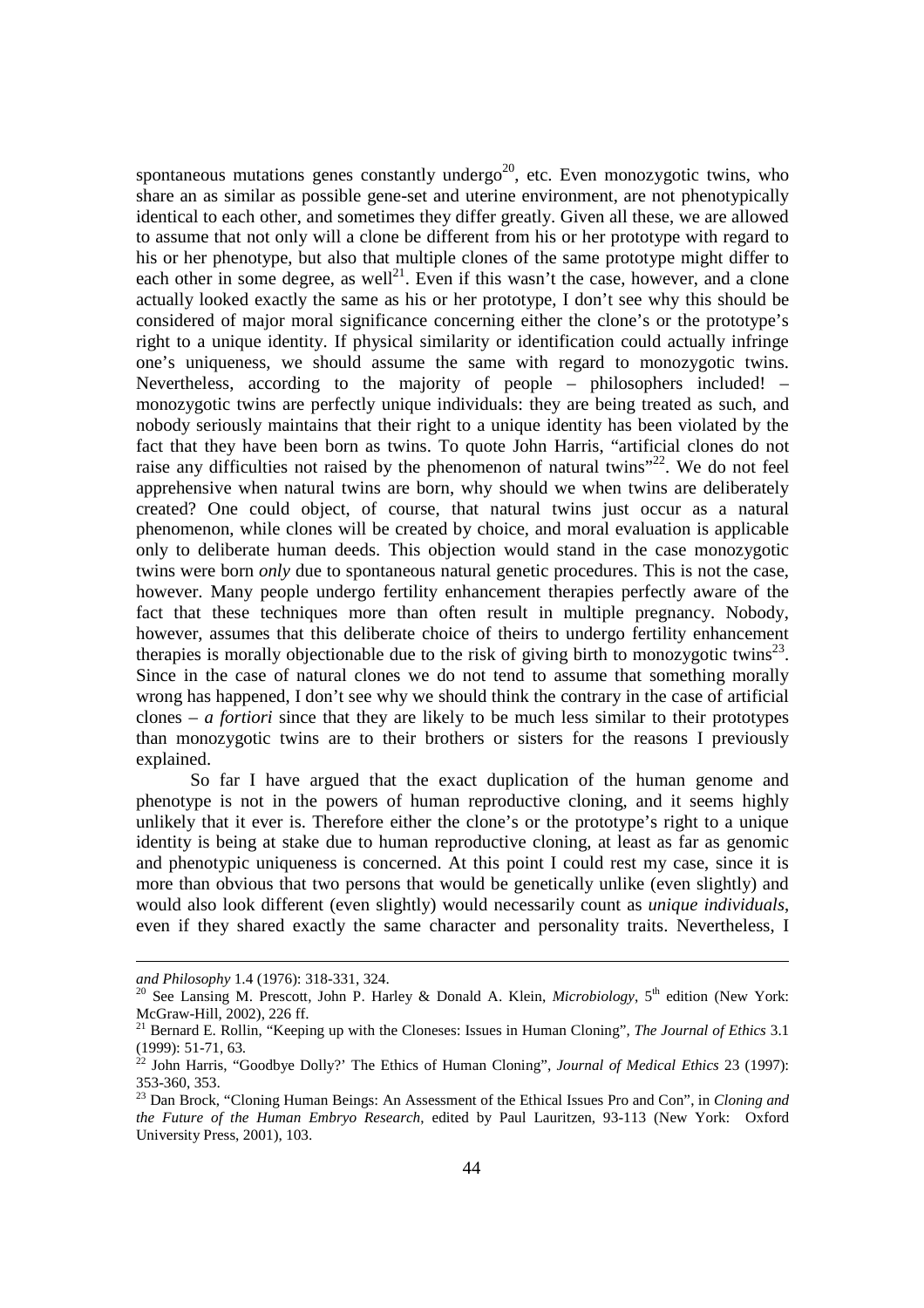spontaneous mutations genes constantly undergo[20], etc. Even monozygotic twins, who share an as similar as possible gene-set and uterine environment, are not phenotypically identical to each other, and sometimes they differ greatly. Given all these, we are allowed to assume that not only will a clone be different from his or her prototype with regard to his or her phenotype, but also that multiple clones of the same prototype might differ to each other in some degree, as well[21]. Even if this wasn't the case, however, and a clone actually looked exactly the same as his or her prototype, I don't see why this should be considered of major moral significance concerning either the clone's or the prototype's right to a unique identity. If physical similarity or identification could actually infringe one's uniqueness, we should assume the same with regard to monozygotic twins. Nevertheless, according to the majority of people – philosophers included! – monozygotic twins are perfectly unique individuals: they are being treated as such, and nobody seriously maintains that their right to a unique identity has been violated by the fact that they have been born as twins. To quote John Harris, "artificial clones do not raise any difficulties not raised by the phenomenon of natural twins"[22]. We do not feel apprehensive when natural twins are born, why should we when twins are deliberately created? One could object, of course, that natural twins just occur as a natural phenomenon, while clones will be created by choice, and moral evaluation is applicable only to deliberate human deeds. This objection would stand in the case monozygotic twins were born *only* due to spontaneous natural genetic procedures. This is not the case, however. Many people undergo fertility enhancement therapies perfectly aware of the fact that these techniques more than often result in multiple pregnancy. Nobody, however, assumes that this deliberate choice of theirs to undergo fertility enhancement therapies is morally objectionable due to the risk of giving birth to monozygotic twins[23]. Since in the case of natural clones we do not tend to assume that something morally wrong has happened, I don't see why we should think the contrary in the case of artificial clones – *a fortiori* since that they are likely to be much less similar to their prototypes than monozygotic twins are to their brothers or sisters for the reasons I previously explained.

So far I have argued that the exact duplication of the human genome and phenotype is not in the powers of human reproductive cloning, and it seems highly unlikely that it ever is. Therefore either the clone's or the prototype's right to a unique identity is being at stake due to human reproductive cloning, at least as far as genomic and phenotypic uniqueness is concerned. At this point I could rest my case, since it is more than obvious that two persons that would be genetically unlike (even slightly) and would also look different (even slightly) would necessarily count as *unique individuals*, even if they shared exactly the same character and personality traits. Nevertheless, I

---

*and Philosophy* 1.4 (1976): 318-331, 324.

[20] See Lansing M. Prescott, John P. Harley & Donald A. Klein, *Microbiology*, 5th edition (New York: McGraw-Hill, 2002), 226 ff.

[21] Bernard E. Rollin, "Keeping up with the Cloneses: Issues in Human Cloning", *The Journal of Ethics* 3.1 (1999): 51-71, 63.

[22] John Harris, "Goodbye Dolly?' The Ethics of Human Cloning", *Journal of Medical Ethics* 23 (1997): 353-360, 353.

[23] Dan Brock, "Cloning Human Beings: An Assessment of the Ethical Issues Pro and Con", in *Cloning and the Future of the Human Embryo Research*, edited by Paul Lauritzen, 93-113 (New York: Oxford University Press, 2001), 103.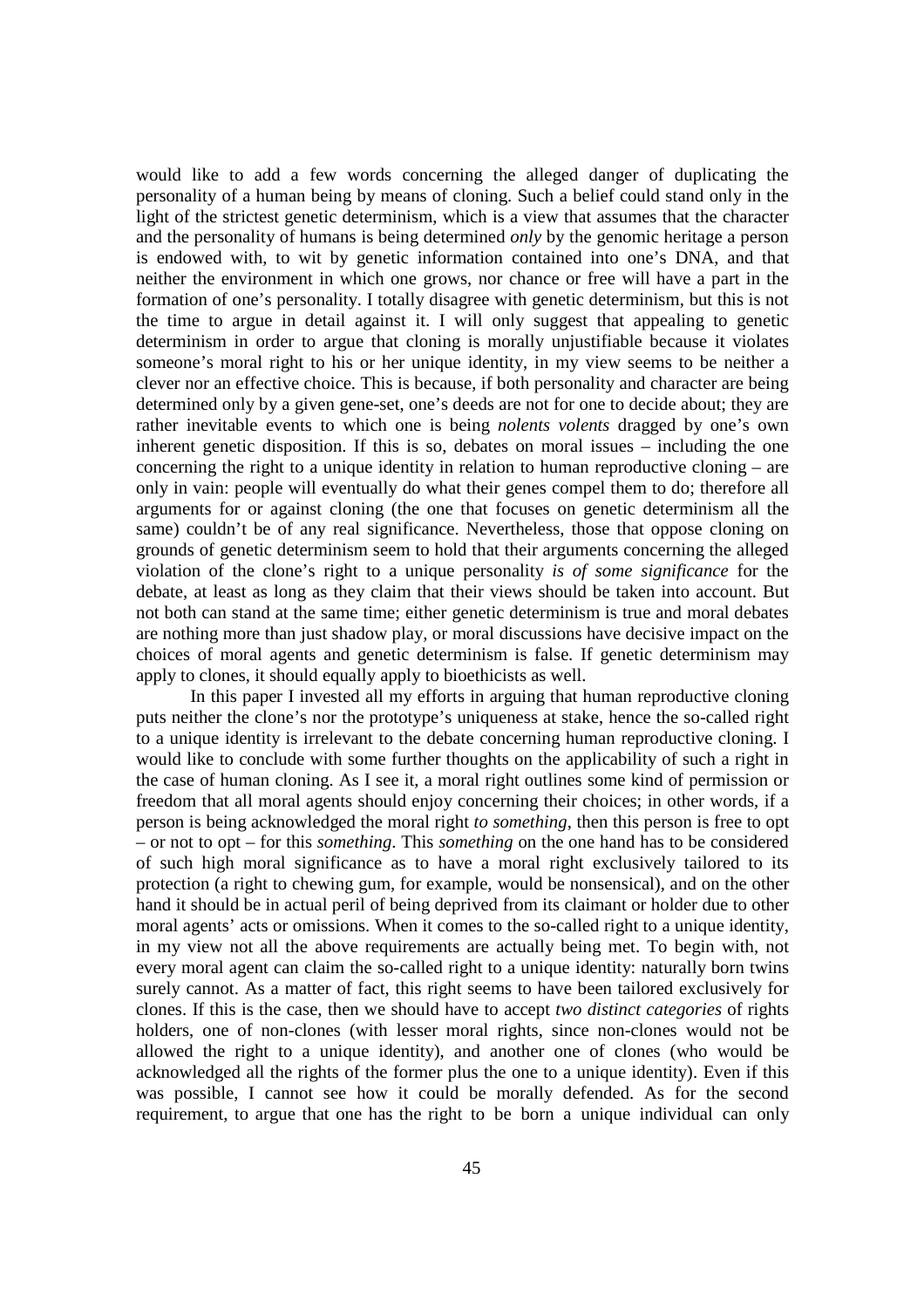would like to add a few words concerning the alleged danger of duplicating the personality of a human being by means of cloning. Such a belief could stand only in the light of the strictest genetic determinism, which is a view that assumes that the character and the personality of humans is being determined *only* by the genomic heritage a person is endowed with, to wit by genetic information contained into one's DNA, and that neither the environment in which one grows, nor chance or free will have a part in the formation of one's personality. I totally disagree with genetic determinism, but this is not the time to argue in detail against it. I will only suggest that appealing to genetic determinism in order to argue that cloning is morally unjustifiable because it violates someone's moral right to his or her unique identity, in my view seems to be neither a clever nor an effective choice. This is because, if both personality and character are being determined only by a given gene-set, one's deeds are not for one to decide about; they are rather inevitable events to which one is being *nolents volents* dragged by one's own inherent genetic disposition. If this is so, debates on moral issues – including the one concerning the right to a unique identity in relation to human reproductive cloning – are only in vain: people will eventually do what their genes compel them to do; therefore all arguments for or against cloning (the one that focuses on genetic determinism all the same) couldn't be of any real significance. Nevertheless, those that oppose cloning on grounds of genetic determinism seem to hold that their arguments concerning the alleged violation of the clone's right to a unique personality *is of some significance* for the debate, at least as long as they claim that their views should be taken into account. But not both can stand at the same time; either genetic determinism is true and moral debates are nothing more than just shadow play, or moral discussions have decisive impact on the choices of moral agents and genetic determinism is false. If genetic determinism may apply to clones, it should equally apply to bioethicists as well.

In this paper I invested all my efforts in arguing that human reproductive cloning puts neither the clone's nor the prototype's uniqueness at stake, hence the so-called right to a unique identity is irrelevant to the debate concerning human reproductive cloning. I would like to conclude with some further thoughts on the applicability of such a right in the case of human cloning. As I see it, a moral right outlines some kind of permission or freedom that all moral agents should enjoy concerning their choices; in other words, if a person is being acknowledged the moral right *to something*, then this person is free to opt – or not to opt – for this *something*. This *something* on the one hand has to be considered of such high moral significance as to have a moral right exclusively tailored to its protection (a right to chewing gum, for example, would be nonsensical), and on the other hand it should be in actual peril of being deprived from its claimant or holder due to other moral agents' acts or omissions. When it comes to the so-called right to a unique identity, in my view not all the above requirements are actually being met. To begin with, not every moral agent can claim the so-called right to a unique identity: naturally born twins surely cannot. As a matter of fact, this right seems to have been tailored exclusively for clones. If this is the case, then we should have to accept *two distinct categories* of rights holders, one of non-clones (with lesser moral rights, since non-clones would not be allowed the right to a unique identity), and another one of clones (who would be acknowledged all the rights of the former plus the one to a unique identity). Even if this was possible, I cannot see how it could be morally defended. As for the second requirement, to argue that one has the right to be born a unique individual can only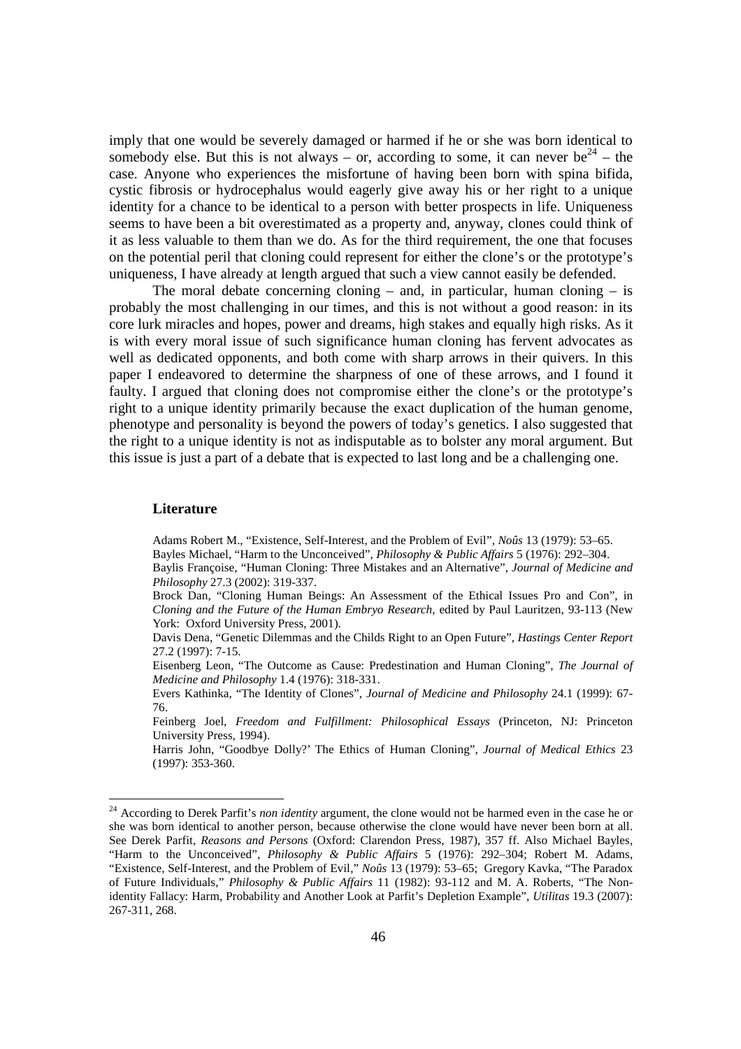imply that one would be severely damaged or harmed if he or she was born identical to somebody else. But this is not always – or, according to some, it can never be[24] – the case. Anyone who experiences the misfortune of having been born with spina bifida, cystic fibrosis or hydrocephalus would eagerly give away his or her right to a unique identity for a chance to be identical to a person with better prospects in life. Uniqueness seems to have been a bit overestimated as a property and, anyway, clones could think of it as less valuable to them than we do. As for the third requirement, the one that focuses on the potential peril that cloning could represent for either the clone's or the prototype's uniqueness, I have already at length argued that such a view cannot easily be defended.

The moral debate concerning cloning – and, in particular, human cloning – is probably the most challenging in our times, and this is not without a good reason: in its core lurk miracles and hopes, power and dreams, high stakes and equally high risks. As it is with every moral issue of such significance human cloning has fervent advocates as well as dedicated opponents, and both come with sharp arrows in their quivers. In this paper I endeavored to determine the sharpness of one of these arrows, and I found it faulty. I argued that cloning does not compromise either the clone's or the prototype's right to a unique identity primarily because the exact duplication of the human genome, phenotype and personality is beyond the powers of today's genetics. I also suggested that the right to a unique identity is not as indisputable as to bolster any moral argument. But this issue is just a part of a debate that is expected to last long and be a challenging one.

### Literature

Adams Robert M., "Existence, Self-Interest, and the Problem of Evil", *Noûs* 13 (1979): 53–65.

Bayles Michael, "Harm to the Unconceived", *Philosophy & Public Affairs* 5 (1976): 292–304.

Baylis Françoise, "Human Cloning: Three Mistakes and an Alternative", *Journal of Medicine and Philosophy* 27.3 (2002): 319-337.

Brock Dan, "Cloning Human Beings: An Assessment of the Ethical Issues Pro and Con", in *Cloning and the Future of the Human Embryo Research*, edited by Paul Lauritzen, 93-113 (New York: Oxford University Press, 2001).

Davis Dena, "Genetic Dilemmas and the Childs Right to an Open Future", *Hastings Center Report* 27.2 (1997): 7-15.

Eisenberg Leon, "The Outcome as Cause: Predestination and Human Cloning", *The Journal of Medicine and Philosophy* 1.4 (1976): 318-331.

Evers Kathinka, "The Identity of Clones", *Journal of Medicine and Philosophy* 24.1 (1999): 67-76.

Feinberg Joel, *Freedom and Fulfillment: Philosophical Essays* (Princeton, NJ: Princeton University Press, 1994).

Harris John, "Goodbye Dolly?' The Ethics of Human Cloning", *Journal of Medical Ethics* 23 (1997): 353-360.

---

[24] According to Derek Parfit's *non identity* argument, the clone would not be harmed even in the case he or she was born identical to another person, because otherwise the clone would have never been born at all. See Derek Parfit, *Reasons and Persons* (Oxford: Clarendon Press, 1987), 357 ff. Also Michael Bayles, "Harm to the Unconceived", *Philosophy & Public Affairs* 5 (1976): 292–304; Robert M. Adams, "Existence, Self-Interest, and the Problem of Evil," *Noûs* 13 (1979): 53–65; Gregory Kavka, "The Paradox of Future Individuals," *Philosophy & Public Affairs* 11 (1982): 93-112 and M. A. Roberts, "The Non-identity Fallacy: Harm, Probability and Another Look at Parfit's Depletion Example", *Utilitas* 19.3 (2007): 267-311, 268.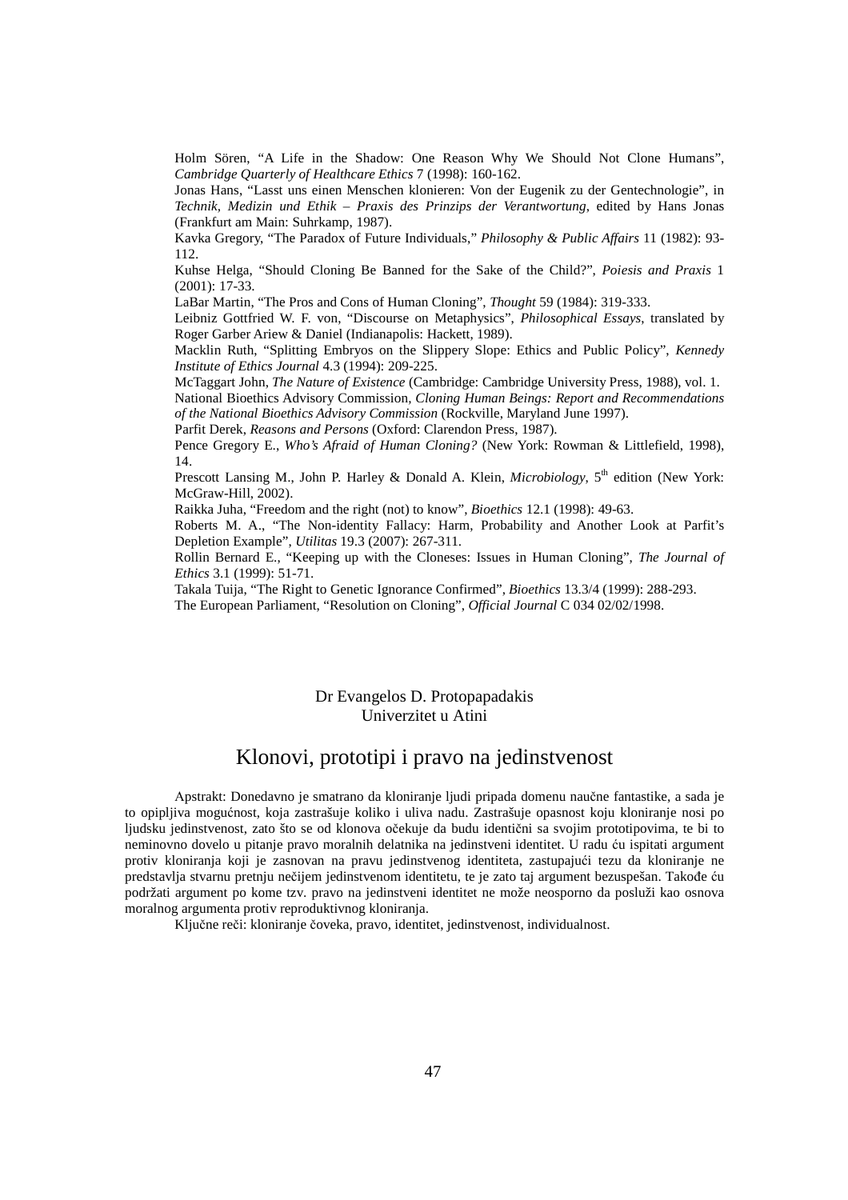Holm Sören, "A Life in the Shadow: One Reason Why We Should Not Clone Humans", *Cambridge Quarterly of Healthcare Ethics* 7 (1998): 160-162.

Jonas Hans, "Lasst uns einen Menschen klonieren: Von der Eugenik zu der Gentechnologie", in *Technik, Medizin und Ethik – Praxis des Prinzips der Verantwortung*, edited by Hans Jonas (Frankfurt am Main: Suhrkamp, 1987).

Kavka Gregory, "The Paradox of Future Individuals," *Philosophy & Public Affairs* 11 (1982): 93-112.

Kuhse Helga, "Should Cloning Be Banned for the Sake of the Child?", *Poiesis and Praxis* 1 (2001): 17-33.

LaBar Martin, "The Pros and Cons of Human Cloning", *Thought* 59 (1984): 319-333.

Leibniz Gottfried W. F. von, "Discourse on Metaphysics", *Philosophical Essays*, translated by Roger Garber Ariew & Daniel (Indianapolis: Hackett, 1989).

Macklin Ruth, "Splitting Embryos on the Slippery Slope: Ethics and Public Policy", *Kennedy Institute of Ethics Journal* 4.3 (1994): 209-225.

McTaggart John, *The Nature of Existence* (Cambridge: Cambridge University Press, 1988), vol. 1.

National Bioethics Advisory Commission, *Cloning Human Beings: Report and Recommendations of the National Bioethics Advisory Commission* (Rockville, Maryland June 1997).

Parfit Derek, *Reasons and Persons* (Oxford: Clarendon Press, 1987).

Pence Gregory E., *Who's Afraid of Human Cloning?* (New York: Rowman & Littlefield, 1998), 14.

Prescott Lansing M., John P. Harley & Donald A. Klein, *Microbiology*, 5th edition (New York: McGraw-Hill, 2002).

Raikka Juha, "Freedom and the right (not) to know", *Bioethics* 12.1 (1998): 49-63.

Roberts M. A., "The Non-identity Fallacy: Harm, Probability and Another Look at Parfit's Depletion Example", *Utilitas* 19.3 (2007): 267-311.

Rollin Bernard E., "Keeping up with the Cloneses: Issues in Human Cloning", *The Journal of Ethics* 3.1 (1999): 51-71.

Takala Tuija, "The Right to Genetic Ignorance Confirmed", *Bioethics* 13.3/4 (1999): 288-293.

The European Parliament, "Resolution on Cloning", *Official Journal* C 034 02/02/1998.

Dr Evangelos D. Protopapadakis
Univerzitet u Atini

# Klonovi, prototipi i pravo na jedinstvenost

Apstrakt: Donedavno je smatrano da kloniranje ljudi pripada domenu naučne fantastike, a sada je to opipljiva mogućnost, koja zastrašuje koliko i uliva nadu. Zastrašuje opasnost koju kloniranje nosi po ljudsku jedinstvenost, zato što se od klonova očekuje da budu identični sa svojim prototipovima, te bi to neminovno dovelo u pitanje pravo moralnih delatnika na jedinstveni identitet. U radu ću ispitati argument protiv kloniranja koji je zasnovan na pravu jedinstvenog identiteta, zastupajući tezu da kloniranje ne predstavlja stvarnu pretnju nečijem jedinstvenom identitetu, te je zato taj argument bezuspešan. Takođe ću podržati argument po kome tzv. pravo na jedinstveni identitet ne može neosporno da posluži kao osnova moralnog argumenta protiv reproduktivnog kloniranja.

Ključne reči: kloniranje čoveka, pravo, identitet, jedinstvenost, individualnost.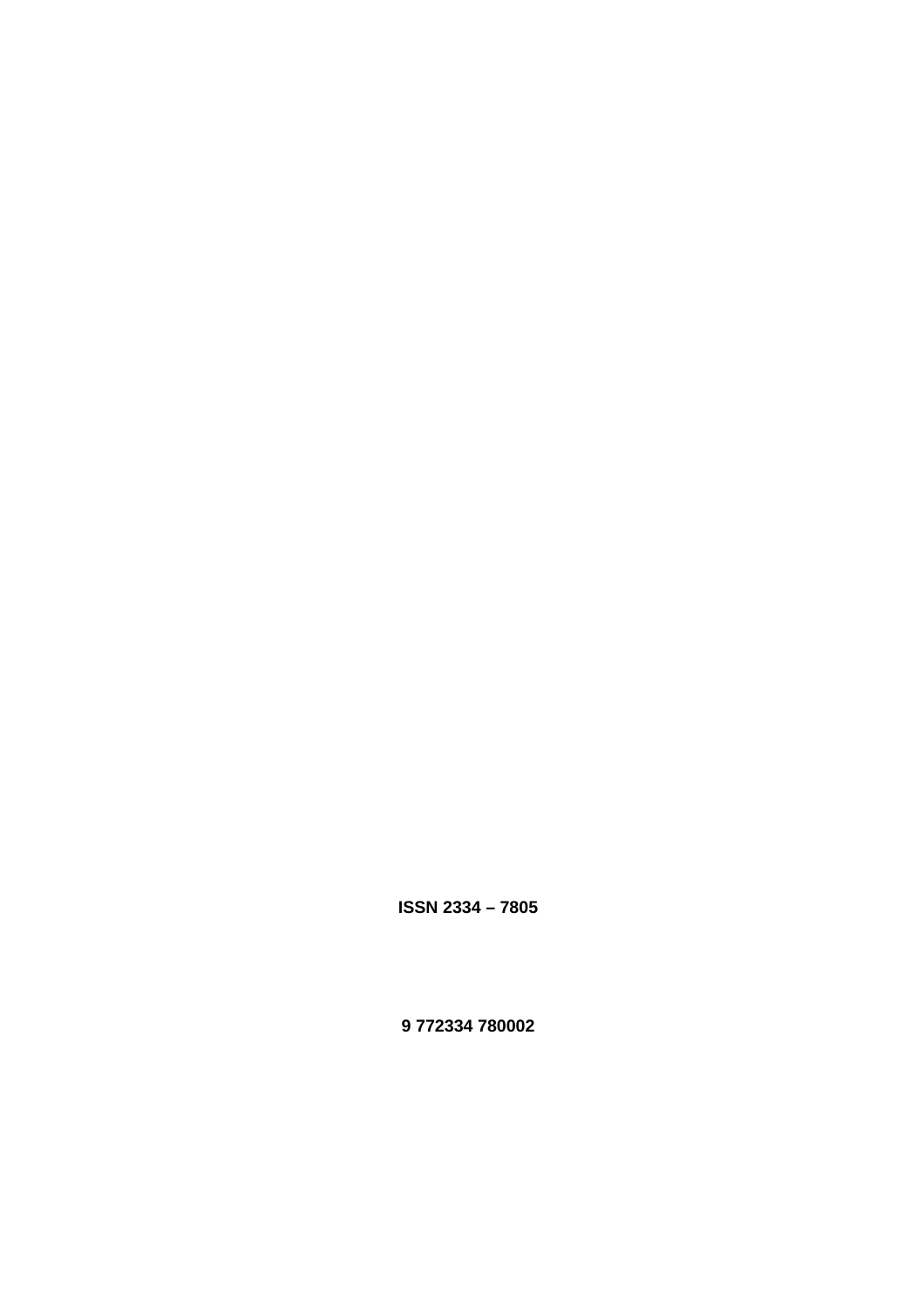**ISSN 2334 – 7805**

**9 772334 780002**